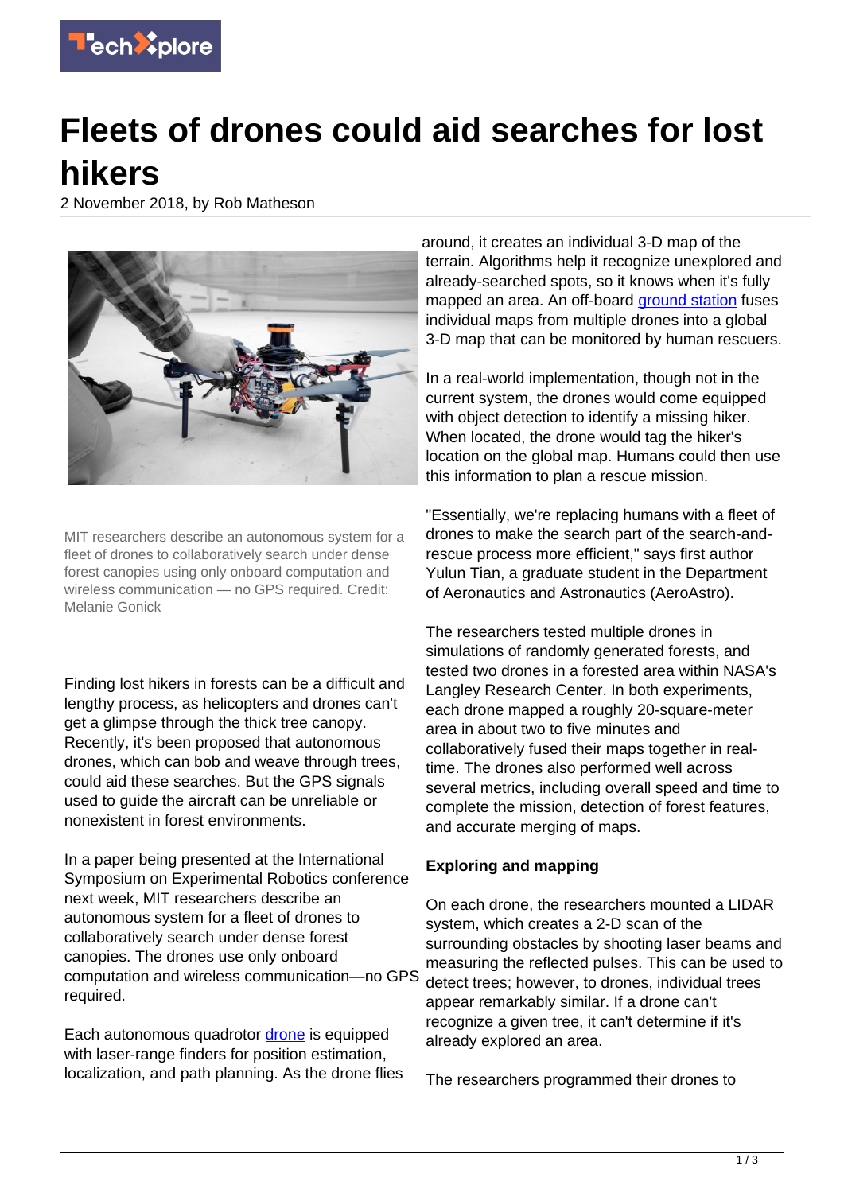# Fleets of drones could aid searches for lost hikers

2 November 2018, by Rob Matheson

MIT researchers describe an autonomous system for a fleet of drones to collaboratively search under dense forest canopies using only onboard computation and wireless communication — no GPS required. Credit: Melanie Gonick

Finding lost hikers in forests can be a difficult and lengthy process, as helicopters and drones can't get a glimpse through the thick tree canopy. Recently, it's been proposed that autonomous drones, which can bob and weave through trees, could aid these searches. But the GPS signals used to guide the aircraft can be unreliable or nonexistent in forest environments.

In a paper being presented at the International Symposium on Experimental Robotics conference next week, MIT researchers describe an autonomous system for a fleet of drones to collaboratively search under dense forest canopies. The drones use only onboard computation and wireless communication—no GPS required.

Each autonomous quadrotor drone is equipped with laser-range finders for position estimation, localization, and path planning. As the drone flies around, it creates an individual 3-D map of the terrain. Algorithms help it recognize unexplored and already-searched spots, so it knows when it's fully mapped an area. An off-board ground station fuses individual maps from multiple drones into a global 3-D map that can be monitored by human rescuers.

In a real-world implementation, though not in the current system, the drones would come equipped with object detection to identify a missing hiker. When located, the drone would tag the hiker's location on the global map. Humans could then use this information to plan a rescue mission.

"Essentially, we're replacing humans with a fleet of drones to make the search part of the search-and-rescue process more efficient," says first author Yulun Tian, a graduate student in the Department of Aeronautics and Astronautics (AeroAstro).

The researchers tested multiple drones in simulations of randomly generated forests, and tested two drones in a forested area within NASA's Langley Research Center. In both experiments, each drone mapped a roughly 20-square-meter area in about two to five minutes and collaboratively fused their maps together in real-time. The drones also performed well across several metrics, including overall speed and time to complete the mission, detection of forest features, and accurate merging of maps.

**Exploring and mapping**

On each drone, the researchers mounted a LIDAR system, which creates a 2-D scan of the surrounding obstacles by shooting laser beams and measuring the reflected pulses. This can be used to detect trees; however, to drones, individual trees appear remarkably similar. If a drone can't recognize a given tree, it can't determine if it's already explored an area.

The researchers programmed their drones to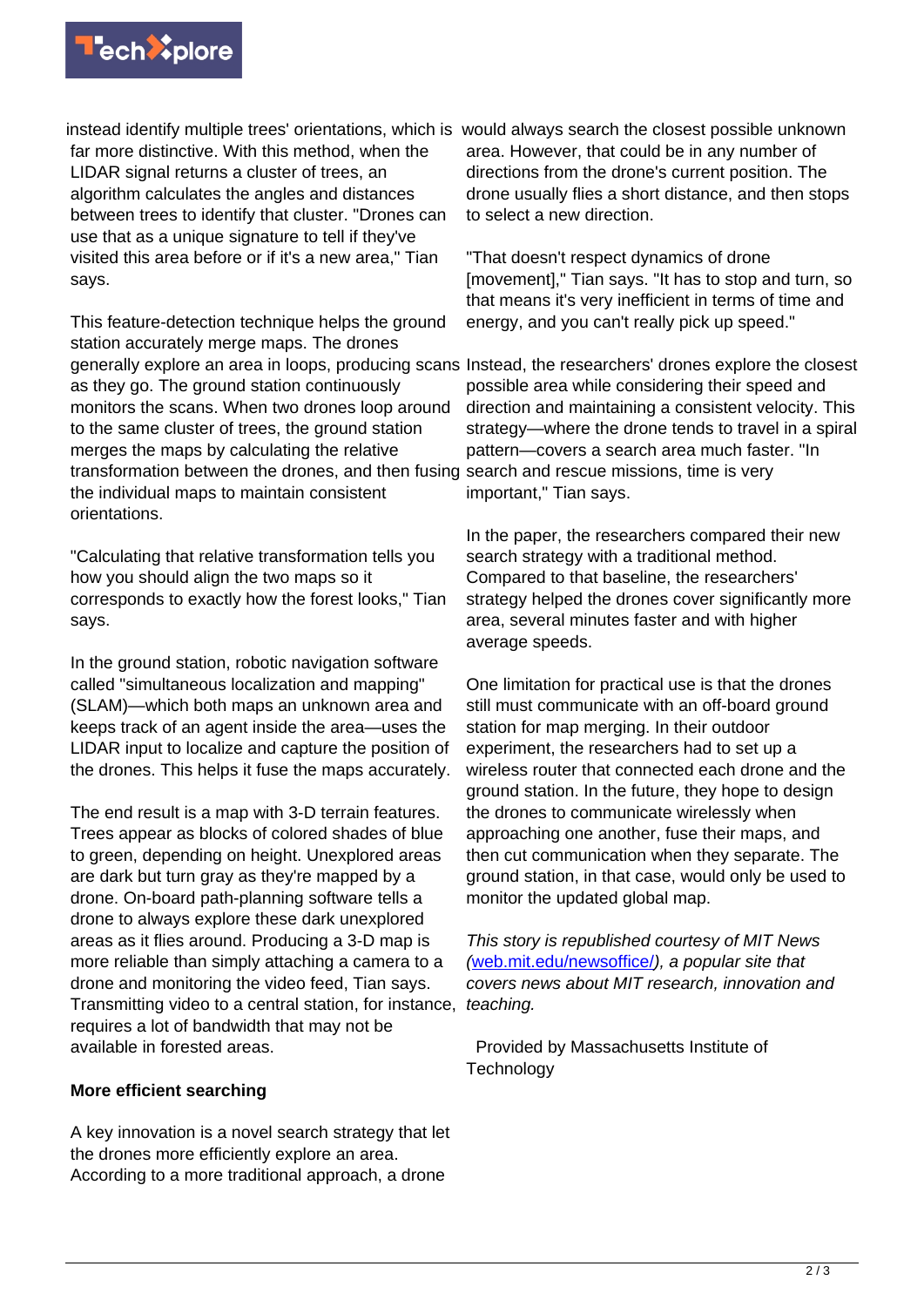instead identify multiple trees' orientations, which is far more distinctive. With this method, when the LIDAR signal returns a cluster of trees, an algorithm calculates the angles and distances between trees to identify that cluster. "Drones can use that as a unique signature to tell if they've visited this area before or if it's a new area," Tian says.

This feature-detection technique helps the ground station accurately merge maps. The drones generally explore an area in loops, producing scans as they go. The ground station continuously monitors the scans. When two drones loop around to the same cluster of trees, the ground station merges the maps by calculating the relative transformation between the drones, and then fusing the individual maps to maintain consistent orientations.

"Calculating that relative transformation tells you how you should align the two maps so it corresponds to exactly how the forest looks," Tian says.

In the ground station, robotic navigation software called "simultaneous localization and mapping" (SLAM)—which both maps an unknown area and keeps track of an agent inside the area—uses the LIDAR input to localize and capture the position of the drones. This helps it fuse the maps accurately.

The end result is a map with 3-D terrain features. Trees appear as blocks of colored shades of blue to green, depending on height. Unexplored areas are dark but turn gray as they're mapped by a drone. On-board path-planning software tells a drone to always explore these dark unexplored areas as it flies around. Producing a 3-D map is more reliable than simply attaching a camera to a drone and monitoring the video feed, Tian says. Transmitting video to a central station, for instance, requires a lot of bandwidth that may not be available in forested areas.

**More efficient searching**

A key innovation is a novel search strategy that let the drones more efficiently explore an area. According to a more traditional approach, a drone would always search the closest possible unknown area. However, that could be in any number of directions from the drone's current position. The drone usually flies a short distance, and then stops to select a new direction.

"That doesn't respect dynamics of drone [movement]," Tian says. "It has to stop and turn, so that means it's very inefficient in terms of time and energy, and you can't really pick up speed."

Instead, the researchers' drones explore the closest possible area while considering their speed and direction and maintaining a consistent velocity. This strategy—where the drone tends to travel in a spiral pattern—covers a search area much faster. "In search and rescue missions, time is very important," Tian says.

In the paper, the researchers compared their new search strategy with a traditional method. Compared to that baseline, the researchers' strategy helped the drones cover significantly more area, several minutes faster and with higher average speeds.

One limitation for practical use is that the drones still must communicate with an off-board ground station for map merging. In their outdoor experiment, the researchers had to set up a wireless router that connected each drone and the ground station. In the future, they hope to design the drones to communicate wirelessly when approaching one another, fuse their maps, and then cut communication when they separate. The ground station, in that case, would only be used to monitor the updated global map.

*This story is republished courtesy of MIT News (web.mit.edu/newsoffice/), a popular site that covers news about MIT research, innovation and teaching.*

Provided by Massachusetts Institute of Technology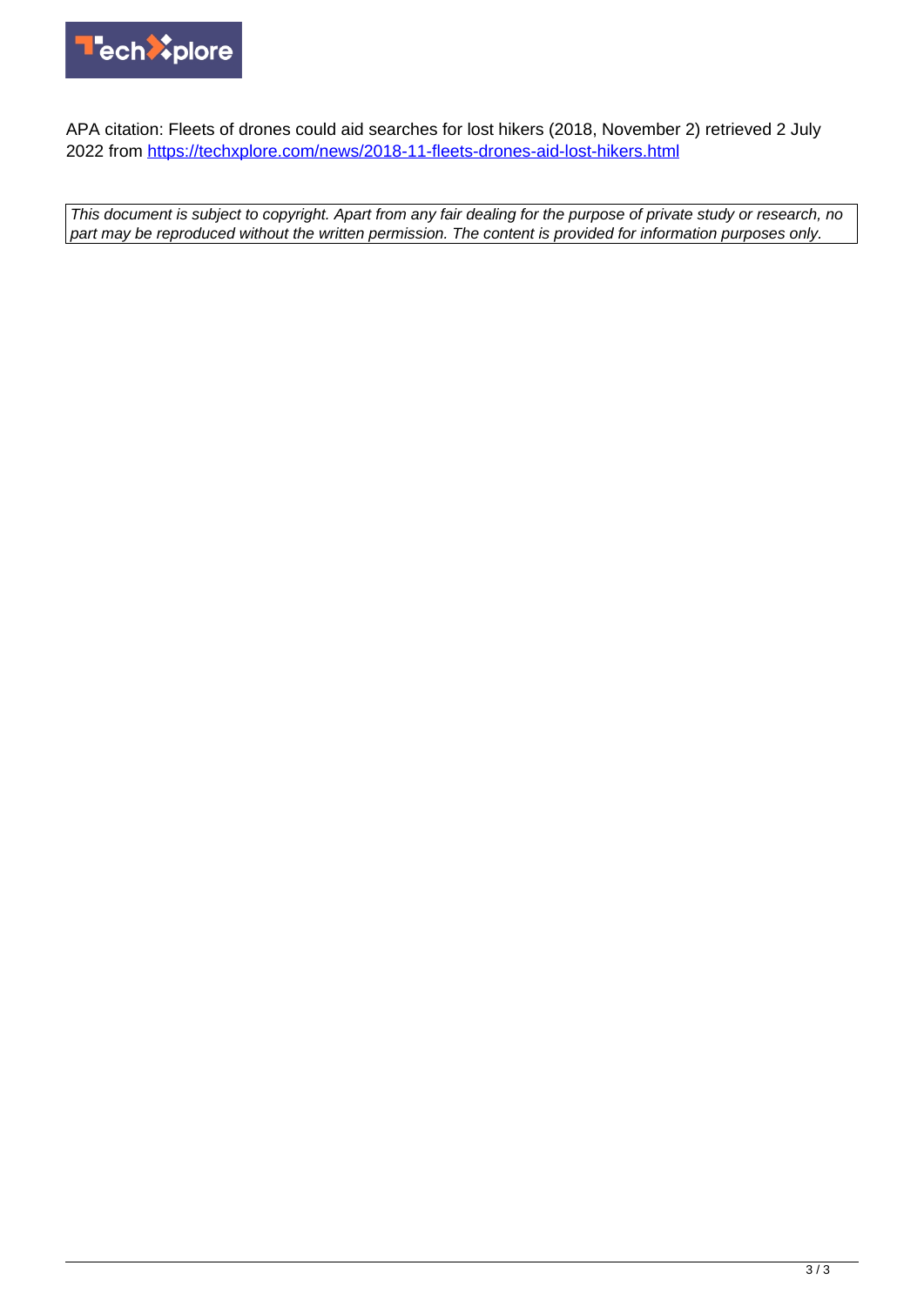APA citation: Fleets of drones could aid searches for lost hikers (2018, November 2) retrieved 2 July 2022 from https://techxplore.com/news/2018-11-fleets-drones-aid-lost-hikers.html

*This document is subject to copyright. Apart from any fair dealing for the purpose of private study or research, no part may be reproduced without the written permission. The content is provided for information purposes only.*